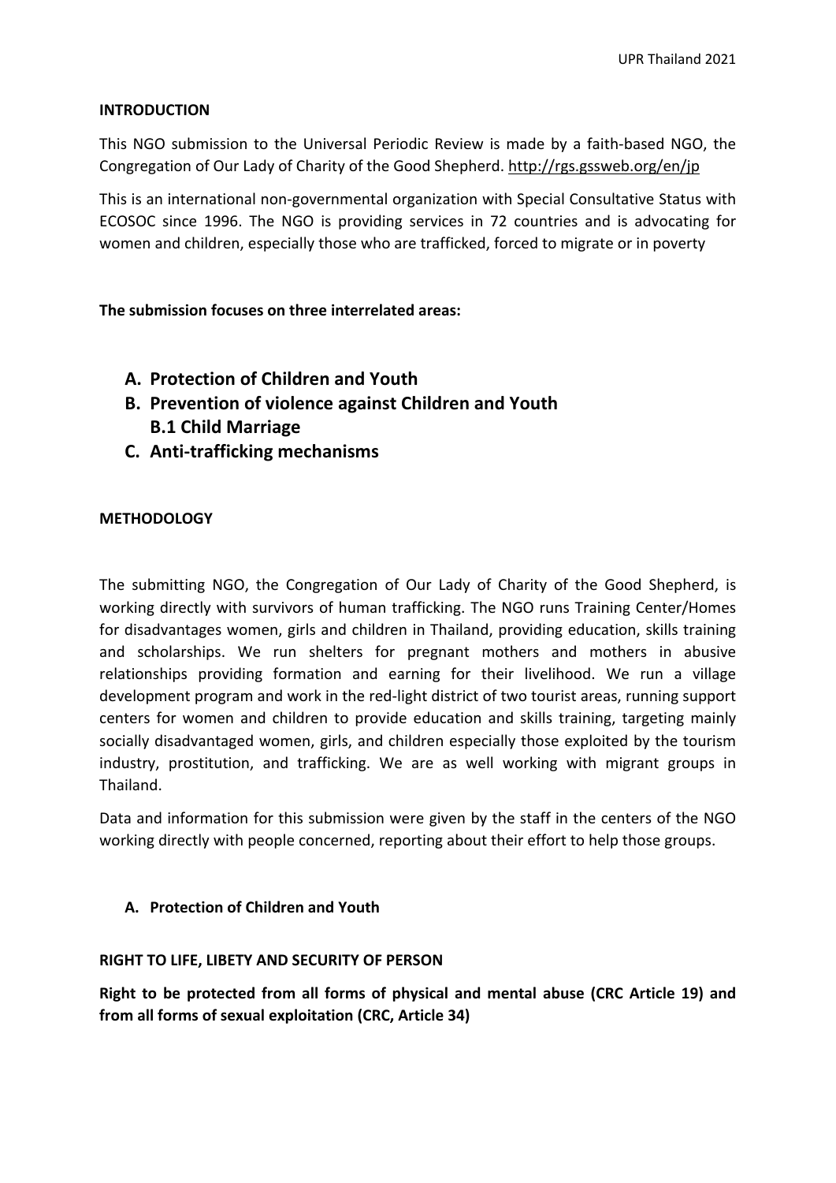## INTRODUCTION

This NGO submission to the Universal Periodic Review is made by a faith-based NGO, the Congregation of Our Lady of Charity of the Good Shepherd. http://rgs.gssweb.org/en/jp

This is an international non-governmental organization with Special Consultative Status with ECOSOC since 1996. The NGO is providing services in 72 countries and is advocating for women and children, especially those who are trafficked, forced to migrate or in poverty

**The submission focuses on three interrelated areas:**

- **A. Protection of Children and Youth**
- **B. Prevention of violence against Children and Youth**
  - **B.1 Child Marriage**
- **C. Anti-trafficking mechanisms**

## METHODOLOGY

The submitting NGO, the Congregation of Our Lady of Charity of the Good Shepherd, is working directly with survivors of human trafficking. The NGO runs Training Center/Homes for disadvantages women, girls and children in Thailand, providing education, skills training and scholarships. We run shelters for pregnant mothers and mothers in abusive relationships providing formation and earning for their livelihood. We run a village development program and work in the red-light district of two tourist areas, running support centers for women and children to provide education and skills training, targeting mainly socially disadvantaged women, girls, and children especially those exploited by the tourism industry, prostitution, and trafficking. We are as well working with migrant groups in Thailand.

Data and information for this submission were given by the staff in the centers of the NGO working directly with people concerned, reporting about their effort to help those groups.

### A. Protection of Children and Youth

#### RIGHT TO LIFE, LIBETY AND SECURITY OF PERSON

**Right to be protected from all forms of physical and mental abuse (CRC Article 19) and from all forms of sexual exploitation (CRC, Article 34)**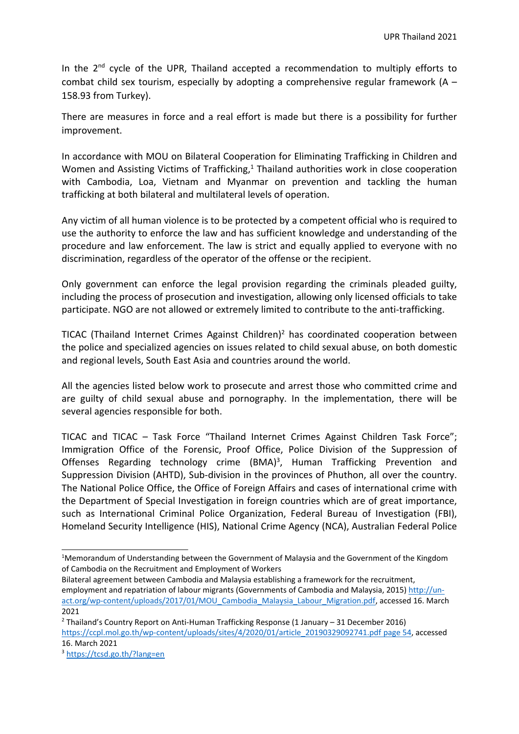In the 2nd cycle of the UPR, Thailand accepted a recommendation to multiply efforts to combat child sex tourism, especially by adopting a comprehensive regular framework (A – 158.93 from Turkey).

There are measures in force and a real effort is made but there is a possibility for further improvement.

In accordance with MOU on Bilateral Cooperation for Eliminating Trafficking in Children and Women and Assisting Victims of Trafficking,[1] Thailand authorities work in close cooperation with Cambodia, Loa, Vietnam and Myanmar on prevention and tackling the human trafficking at both bilateral and multilateral levels of operation.

Any victim of all human violence is to be protected by a competent official who is required to use the authority to enforce the law and has sufficient knowledge and understanding of the procedure and law enforcement. The law is strict and equally applied to everyone with no discrimination, regardless of the operator of the offense or the recipient.

Only government can enforce the legal provision regarding the criminals pleaded guilty, including the process of prosecution and investigation, allowing only licensed officials to take participate. NGO are not allowed or extremely limited to contribute to the anti-trafficking.

TICAC (Thailand Internet Crimes Against Children)[2] has coordinated cooperation between the police and specialized agencies on issues related to child sexual abuse, on both domestic and regional levels, South East Asia and countries around the world.

All the agencies listed below work to prosecute and arrest those who committed crime and are guilty of child sexual abuse and pornography. In the implementation, there will be several agencies responsible for both.

TICAC and TICAC – Task Force "Thailand Internet Crimes Against Children Task Force"; Immigration Office of the Forensic, Proof Office, Police Division of the Suppression of Offenses Regarding technology crime (BMA)[3], Human Trafficking Prevention and Suppression Division (AHTD), Sub-division in the provinces of Phuthon, all over the country. The National Police Office, the Office of Foreign Affairs and cases of international crime with the Department of Special Investigation in foreign countries which are of great importance, such as International Criminal Police Organization, Federal Bureau of Investigation (FBI), Homeland Security Intelligence (HIS), National Crime Agency (NCA), Australian Federal Police

---

[1] Memorandum of Understanding between the Government of Malaysia and the Government of the Kingdom of Cambodia on the Recruitment and Employment of Workers
Bilateral agreement between Cambodia and Malaysia establishing a framework for the recruitment, employment and repatriation of labour migrants (Governments of Cambodia and Malaysia, 2015) http://un-act.org/wp-content/uploads/2017/01/MOU_Cambodia_Malaysia_Labour_Migration.pdf, accessed 16. March 2021

[2] Thailand's Country Report on Anti-Human Trafficking Response (1 January – 31 December 2016) https://ccpl.mol.go.th/wp-content/uploads/sites/4/2020/01/article_20190329092741.pdf page 54, accessed 16. March 2021

[3] https://tcsd.go.th/?lang=en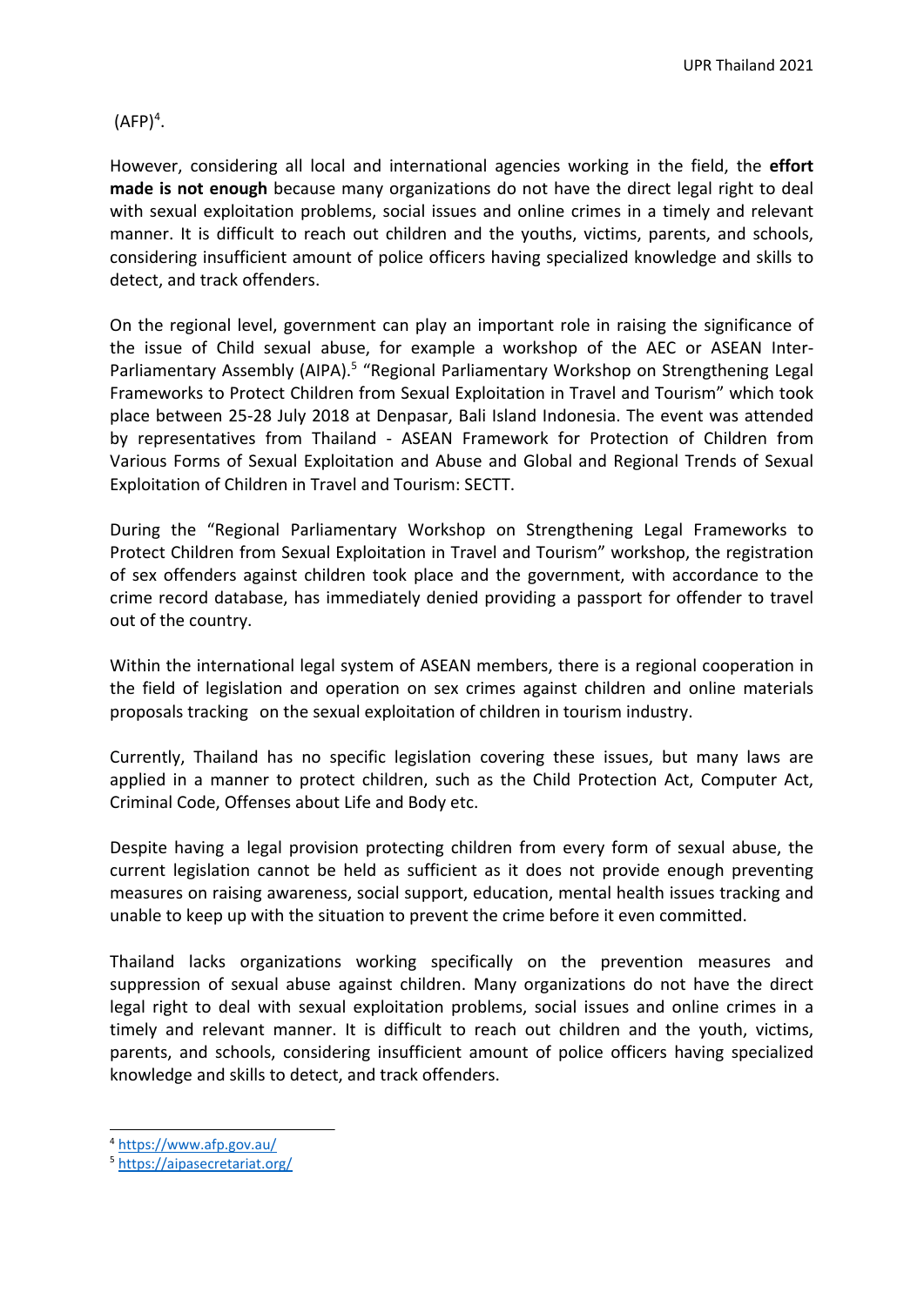(AFP)[4].

However, considering all local and international agencies working in the field, the **effort made is not enough** because many organizations do not have the direct legal right to deal with sexual exploitation problems, social issues and online crimes in a timely and relevant manner. It is difficult to reach out children and the youths, victims, parents, and schools, considering insufficient amount of police officers having specialized knowledge and skills to detect, and track offenders.

On the regional level, government can play an important role in raising the significance of the issue of Child sexual abuse, for example a workshop of the AEC or ASEAN Inter-Parliamentary Assembly (AIPA).[5] "Regional Parliamentary Workshop on Strengthening Legal Frameworks to Protect Children from Sexual Exploitation in Travel and Tourism" which took place between 25-28 July 2018 at Denpasar, Bali Island Indonesia. The event was attended by representatives from Thailand - ASEAN Framework for Protection of Children from Various Forms of Sexual Exploitation and Abuse and Global and Regional Trends of Sexual Exploitation of Children in Travel and Tourism: SECTT.

During the "Regional Parliamentary Workshop on Strengthening Legal Frameworks to Protect Children from Sexual Exploitation in Travel and Tourism" workshop, the registration of sex offenders against children took place and the government, with accordance to the crime record database, has immediately denied providing a passport for offender to travel out of the country.

Within the international legal system of ASEAN members, there is a regional cooperation in the field of legislation and operation on sex crimes against children and online materials proposals tracking on the sexual exploitation of children in tourism industry.

Currently, Thailand has no specific legislation covering these issues, but many laws are applied in a manner to protect children, such as the Child Protection Act, Computer Act, Criminal Code, Offenses about Life and Body etc.

Despite having a legal provision protecting children from every form of sexual abuse, the current legislation cannot be held as sufficient as it does not provide enough preventing measures on raising awareness, social support, education, mental health issues tracking and unable to keep up with the situation to prevent the crime before it even committed.

Thailand lacks organizations working specifically on the prevention measures and suppression of sexual abuse against children. Many organizations do not have the direct legal right to deal with sexual exploitation problems, social issues and online crimes in a timely and relevant manner. It is difficult to reach out children and the youth, victims, parents, and schools, considering insufficient amount of police officers having specialized knowledge and skills to detect, and track offenders.

---

[4] https://www.afp.gov.au/

[5] https://aipasecretariat.org/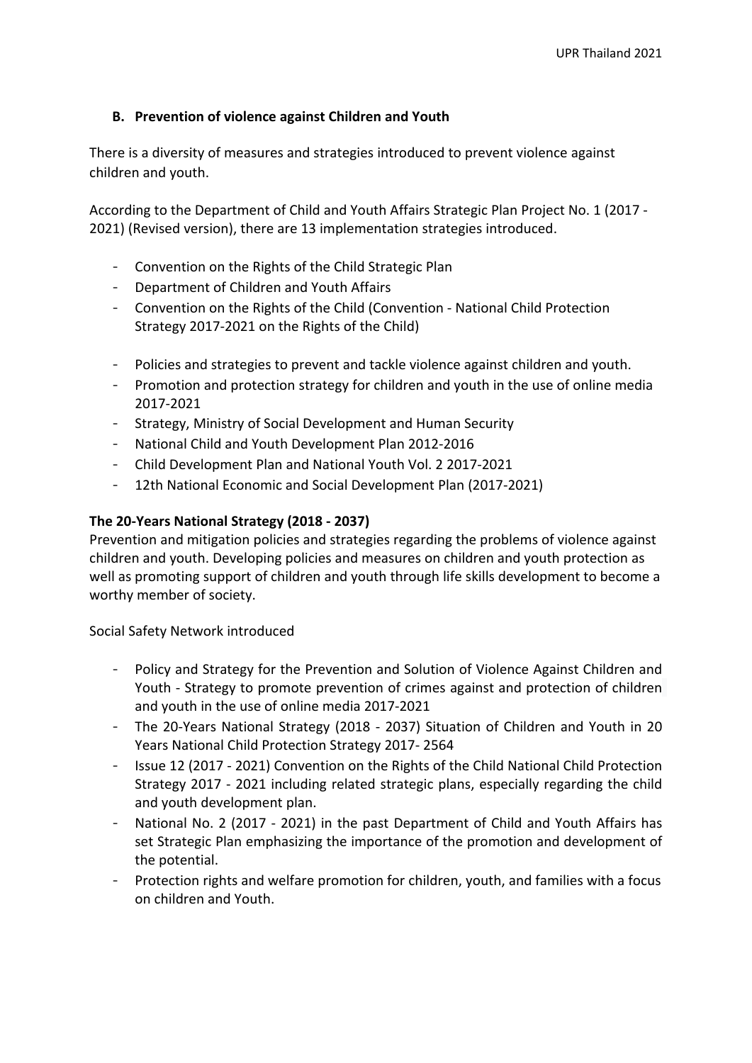### B. Prevention of violence against Children and Youth

There is a diversity of measures and strategies introduced to prevent violence against children and youth.

According to the Department of Child and Youth Affairs Strategic Plan Project No. 1 (2017 - 2021) (Revised version), there are 13 implementation strategies introduced.

- Convention on the Rights of the Child Strategic Plan
- Department of Children and Youth Affairs
- Convention on the Rights of the Child (Convention - National Child Protection Strategy 2017-2021 on the Rights of the Child)
- Policies and strategies to prevent and tackle violence against children and youth.
- Promotion and protection strategy for children and youth in the use of online media 2017-2021
- Strategy, Ministry of Social Development and Human Security
- National Child and Youth Development Plan 2012-2016
- Child Development Plan and National Youth Vol. 2 2017-2021
- 12th National Economic and Social Development Plan (2017-2021)

**The 20-Years National Strategy (2018 - 2037)**

Prevention and mitigation policies and strategies regarding the problems of violence against children and youth. Developing policies and measures on children and youth protection as well as promoting support of children and youth through life skills development to become a worthy member of society.

Social Safety Network introduced

- Policy and Strategy for the Prevention and Solution of Violence Against Children and Youth - Strategy to promote prevention of crimes against and protection of children and youth in the use of online media 2017-2021
- The 20-Years National Strategy (2018 - 2037) Situation of Children and Youth in 20 Years National Child Protection Strategy 2017- 2564
- Issue 12 (2017 - 2021) Convention on the Rights of the Child National Child Protection Strategy 2017 - 2021 including related strategic plans, especially regarding the child and youth development plan.
- National No. 2 (2017 - 2021) in the past Department of Child and Youth Affairs has set Strategic Plan emphasizing the importance of the promotion and development of the potential.
- Protection rights and welfare promotion for children, youth, and families with a focus on children and Youth.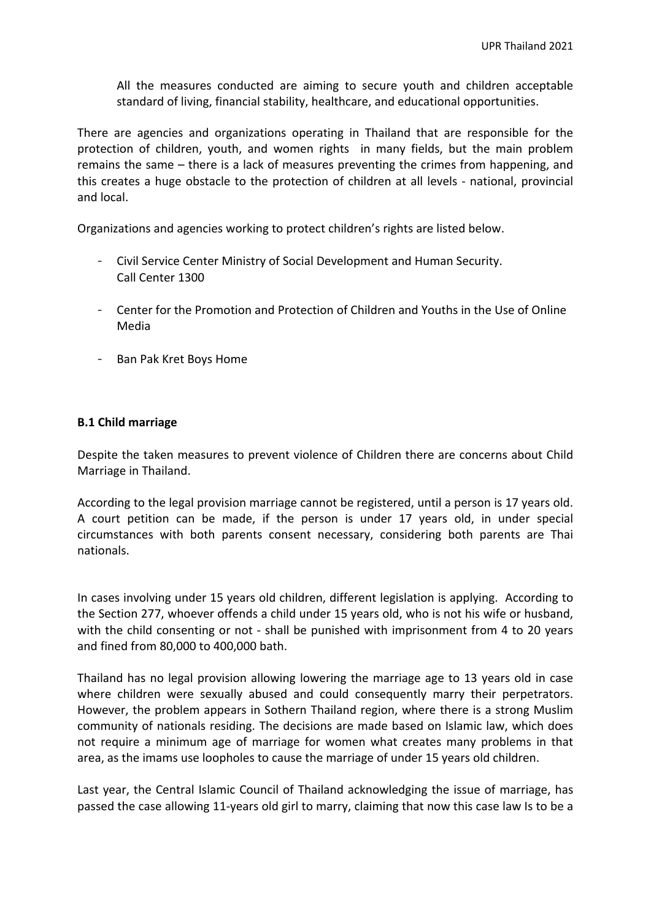All the measures conducted are aiming to secure youth and children acceptable standard of living, financial stability, healthcare, and educational opportunities.

There are agencies and organizations operating in Thailand that are responsible for the protection of children, youth, and women rights in many fields, but the main problem remains the same – there is a lack of measures preventing the crimes from happening, and this creates a huge obstacle to the protection of children at all levels - national, provincial and local.

Organizations and agencies working to protect children's rights are listed below.

- Civil Service Center Ministry of Social Development and Human Security.
  Call Center 1300
- Center for the Promotion and Protection of Children and Youths in the Use of Online Media
- Ban Pak Kret Boys Home

**B.1 Child marriage**

Despite the taken measures to prevent violence of Children there are concerns about Child Marriage in Thailand.

According to the legal provision marriage cannot be registered, until a person is 17 years old. A court petition can be made, if the person is under 17 years old, in under special circumstances with both parents consent necessary, considering both parents are Thai nationals.

In cases involving under 15 years old children, different legislation is applying. According to the Section 277, whoever offends a child under 15 years old, who is not his wife or husband, with the child consenting or not - shall be punished with imprisonment from 4 to 20 years and fined from 80,000 to 400,000 bath.

Thailand has no legal provision allowing lowering the marriage age to 13 years old in case where children were sexually abused and could consequently marry their perpetrators. However, the problem appears in Sothern Thailand region, where there is a strong Muslim community of nationals residing. The decisions are made based on Islamic law, which does not require a minimum age of marriage for women what creates many problems in that area, as the imams use loopholes to cause the marriage of under 15 years old children.

Last year, the Central Islamic Council of Thailand acknowledging the issue of marriage, has passed the case allowing 11-years old girl to marry, claiming that now this case law Is to be a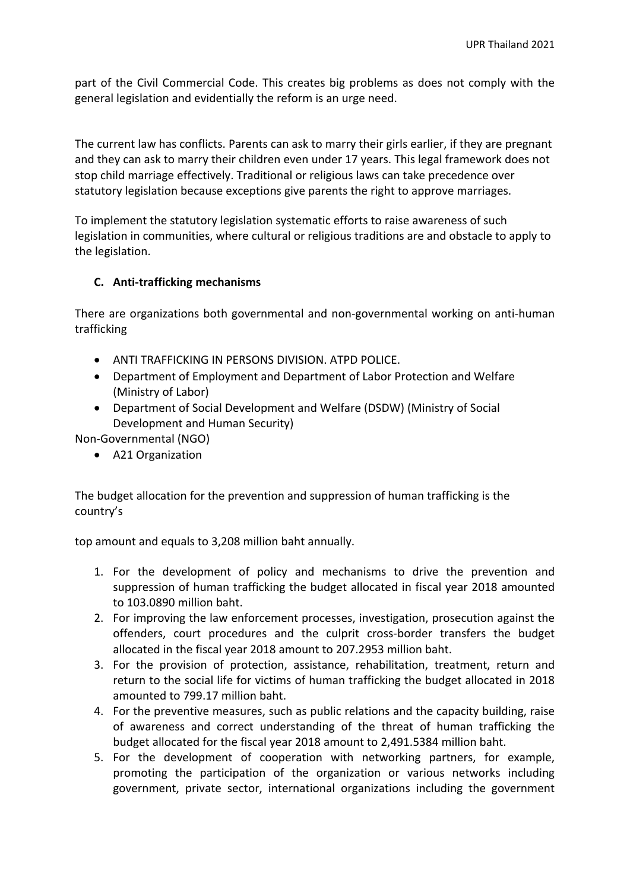part of the Civil Commercial Code. This creates big problems as does not comply with the general legislation and evidentially the reform is an urge need.

The current law has conflicts. Parents can ask to marry their girls earlier, if they are pregnant and they can ask to marry their children even under 17 years. This legal framework does not stop child marriage effectively. Traditional or religious laws can take precedence over statutory legislation because exceptions give parents the right to approve marriages.

To implement the statutory legislation systematic efforts to raise awareness of such legislation in communities, where cultural or religious traditions are and obstacle to apply to the legislation.

### C. Anti-trafficking mechanisms

There are organizations both governmental and non-governmental working on anti-human trafficking

- ANTI TRAFFICKING IN PERSONS DIVISION. ATPD POLICE.
- Department of Employment and Department of Labor Protection and Welfare (Ministry of Labor)
- Department of Social Development and Welfare (DSDW) (Ministry of Social Development and Human Security)

Non-Governmental (NGO)

- A21 Organization

The budget allocation for the prevention and suppression of human trafficking is the country's

top amount and equals to 3,208 million baht annually.

1. For the development of policy and mechanisms to drive the prevention and suppression of human trafficking the budget allocated in fiscal year 2018 amounted to 103.0890 million baht.
2. For improving the law enforcement processes, investigation, prosecution against the offenders, court procedures and the culprit cross-border transfers the budget allocated in the fiscal year 2018 amount to 207.2953 million baht.
3. For the provision of protection, assistance, rehabilitation, treatment, return and return to the social life for victims of human trafficking the budget allocated in 2018 amounted to 799.17 million baht.
4. For the preventive measures, such as public relations and the capacity building, raise of awareness and correct understanding of the threat of human trafficking the budget allocated for the fiscal year 2018 amount to 2,491.5384 million baht.
5. For the development of cooperation with networking partners, for example, promoting the participation of the organization or various networks including government, private sector, international organizations including the government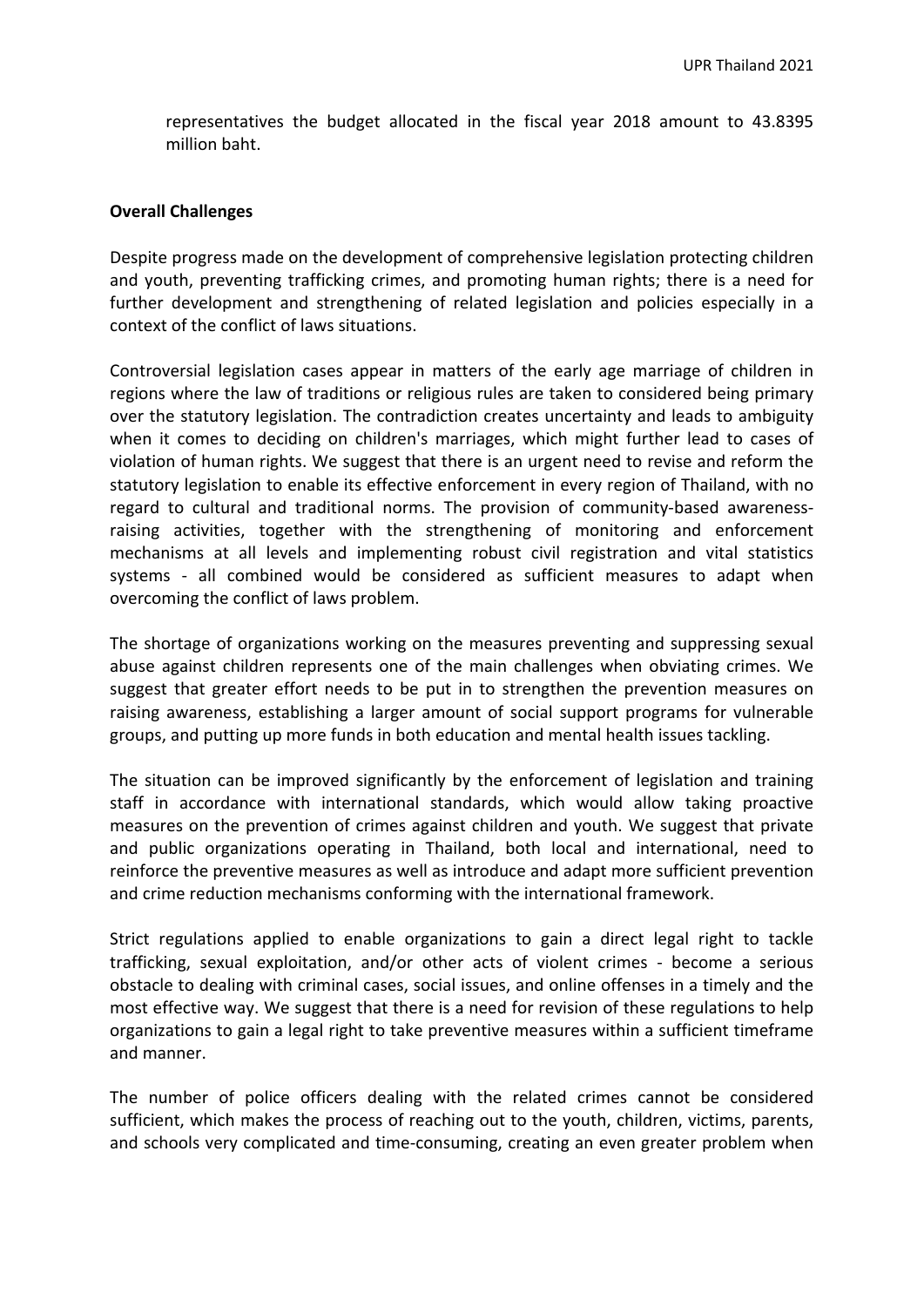representatives the budget allocated in the fiscal year 2018 amount to 43.8395 million baht.

**Overall Challenges**

Despite progress made on the development of comprehensive legislation protecting children and youth, preventing trafficking crimes, and promoting human rights; there is a need for further development and strengthening of related legislation and policies especially in a context of the conflict of laws situations.

Controversial legislation cases appear in matters of the early age marriage of children in regions where the law of traditions or religious rules are taken to considered being primary over the statutory legislation. The contradiction creates uncertainty and leads to ambiguity when it comes to deciding on children's marriages, which might further lead to cases of violation of human rights. We suggest that there is an urgent need to revise and reform the statutory legislation to enable its effective enforcement in every region of Thailand, with no regard to cultural and traditional norms. The provision of community-based awareness-raising activities, together with the strengthening of monitoring and enforcement mechanisms at all levels and implementing robust civil registration and vital statistics systems - all combined would be considered as sufficient measures to adapt when overcoming the conflict of laws problem.

The shortage of organizations working on the measures preventing and suppressing sexual abuse against children represents one of the main challenges when obviating crimes. We suggest that greater effort needs to be put in to strengthen the prevention measures on raising awareness, establishing a larger amount of social support programs for vulnerable groups, and putting up more funds in both education and mental health issues tackling.

The situation can be improved significantly by the enforcement of legislation and training staff in accordance with international standards, which would allow taking proactive measures on the prevention of crimes against children and youth. We suggest that private and public organizations operating in Thailand, both local and international, need to reinforce the preventive measures as well as introduce and adapt more sufficient prevention and crime reduction mechanisms conforming with the international framework.

Strict regulations applied to enable organizations to gain a direct legal right to tackle trafficking, sexual exploitation, and/or other acts of violent crimes - become a serious obstacle to dealing with criminal cases, social issues, and online offenses in a timely and the most effective way. We suggest that there is a need for revision of these regulations to help organizations to gain a legal right to take preventive measures within a sufficient timeframe and manner.

The number of police officers dealing with the related crimes cannot be considered sufficient, which makes the process of reaching out to the youth, children, victims, parents, and schools very complicated and time-consuming, creating an even greater problem when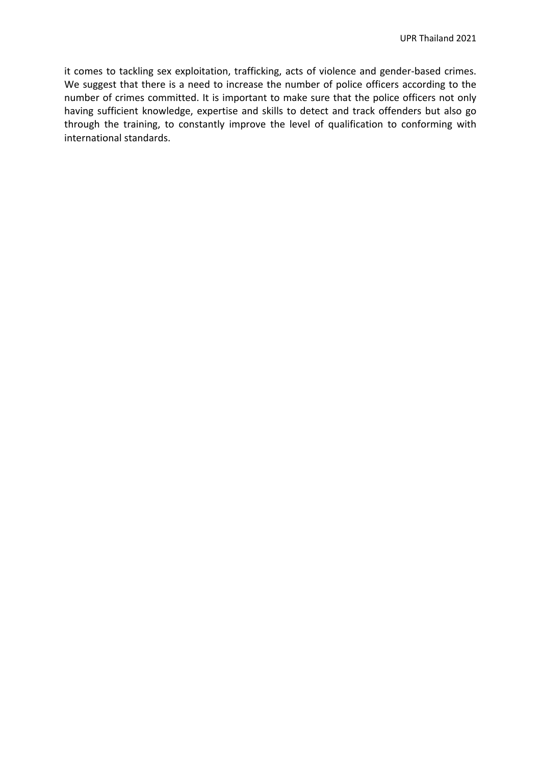it comes to tackling sex exploitation, trafficking, acts of violence and gender-based crimes. We suggest that there is a need to increase the number of police officers according to the number of crimes committed. It is important to make sure that the police officers not only having sufficient knowledge, expertise and skills to detect and track offenders but also go through the training, to constantly improve the level of qualification to conforming with international standards.